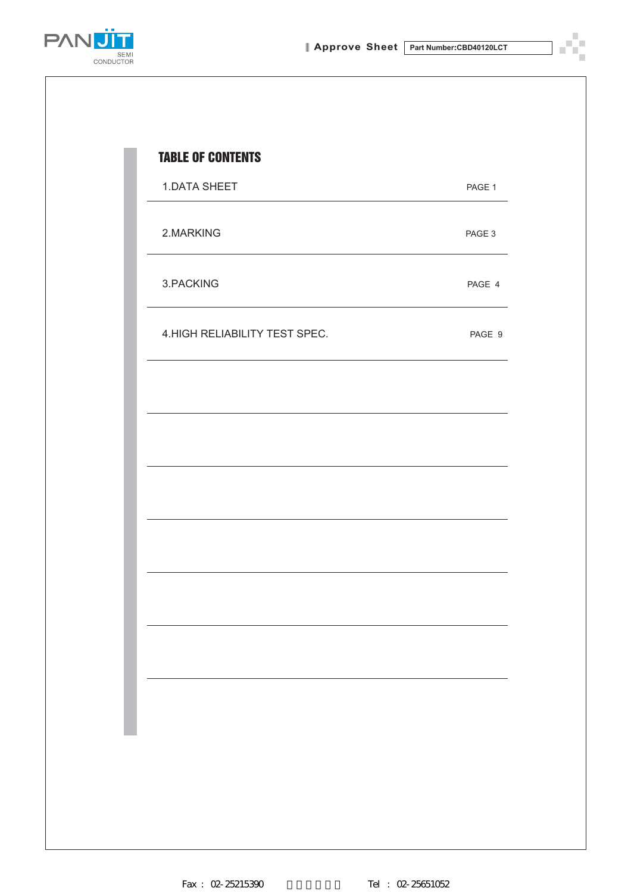# TABLE OF CONTENTS

| | |
|---|---|
| 1.DATA SHEET | PAGE 1 |
| 2.MARKING | PAGE 3 |
| 3.PACKING | PAGE 4 |
| 4.HIGH RELIABILITY TEST SPEC. | PAGE 9 |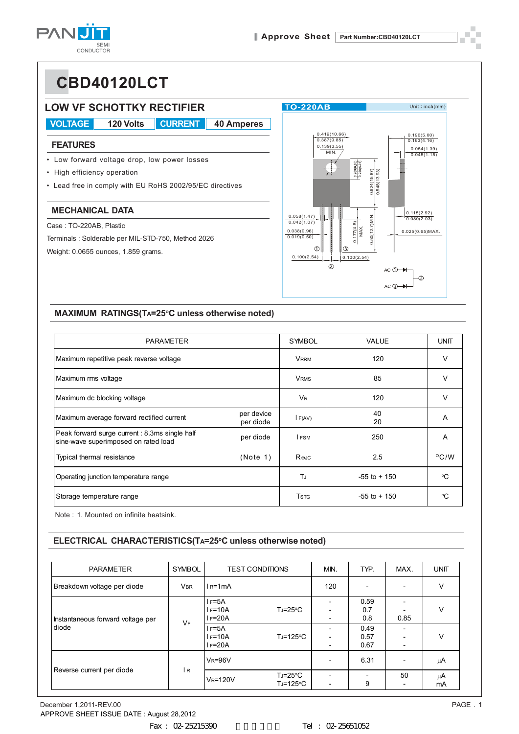# CBD40120LCT

## LOW VF SCHOTTKY RECTIFIER

| VOLTAGE | 120 Volts | CURRENT | 40 Amperes |
|---|---|---|---|

### FEATURES

- Low forward voltage drop, low power losses
- High efficiency operation
- Lead free in comply with EU RoHS 2002/95/EC directives

### MECHANICAL DATA

Case : TO-220AB, Plastic

Terminals : Solderable per MIL-STD-750, Method 2026

Weight: 0.0655 ounces, 1.859 grams.

TO-220AB Unit : inch(mm)

### MAXIMUM RATINGS($T_A$=25°C unless otherwise noted)

| PARAMETER | | SYMBOL | VALUE | UNIT |
|---|---|---|---|---|
| Maximum repetitive peak reverse voltage | | $V_{RRM}$ | 120 | V |
| Maximum rms voltage | | $V_{RMS}$ | 85 | V |
| Maximum dc blocking voltage | | $V_R$ | 120 | V |
| Maximum average forward rectified current | per device<br>per diode | $I_{F(AV)}$ | 40<br>20 | A |
| Peak forward surge current : 8.3ms single half sine-wave superimposed on rated load | per diode | $I_{FSM}$ | 250 | A |
| Typical thermal resistance | (Note 1) | $R_{\theta JC}$ | 2.5 | °C/W |
| Operating junction temperature range | | $T_J$ | -55 to + 150 | °C |
| Storage temperature range | | $T_{STG}$ | -55 to + 150 | °C |

Note : 1. Mounted on infinite heatsink.

### ELECTRICAL CHARACTERISTICS($T_A$=25°C unless otherwise noted)

| PARAMETER | SYMBOL | TEST CONDITIONS | | MIN. | TYP. | MAX. | UNIT |
|---|---|---|---|---|---|---|---|
| Breakdown voltage per diode | $V_{BR}$ | $I_R$=1mA | | 120 | - | - | V |
| Instantaneous forward voltage per diode | $V_F$ | $I_F$=5A<br>$I_F$=10A<br>$I_F$=20A | $T_J$=25°C | -<br>-<br>- | 0.59<br>0.7<br>0.8 | -<br>-<br>0.85 | V |
| | | $I_F$=5A<br>$I_F$=10A<br>$I_F$=20A | $T_J$=125°C | -<br>-<br>- | 0.49<br>0.57<br>0.67 | -<br>-<br>- | V |
| Reverse current per diode | $I_R$ | $V_R$=96V | | - | 6.31 | - | μA |
| | | $V_R$=120V | $T_J$=25°C<br>$T_J$=125°C | -<br>- | -<br>9 | 50<br>- | μA<br>mA |

December 1,2011-REV.00

APPROVE SHEET ISSUE DATE : August 28,2012

Fax : 02-25215390 Tel : 02-25651052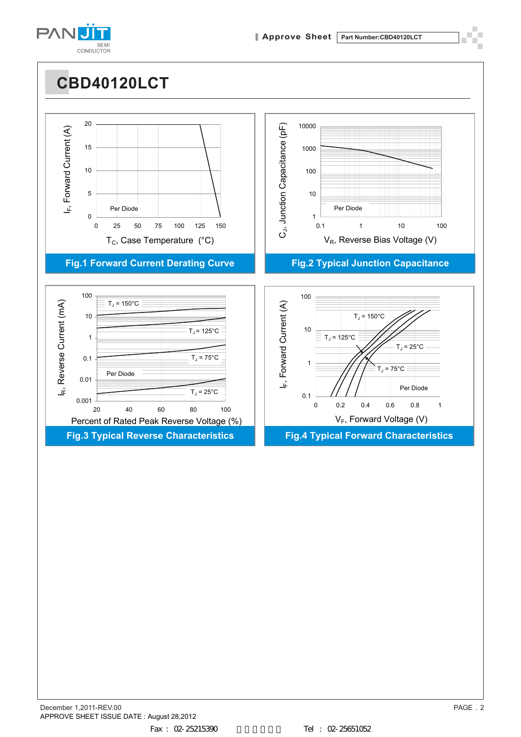# CBD40120LCT

Per Diode

$I_F$, Forward Current (A)

$T_C$, Case Temperature (°C)

**Fig.1 Forward Current Derating Curve**

Per Diode

$C_J$, Junction Capacitance (pF)

$V_R$, Reverse Bias Voltage (V)

**Fig.2 Typical Junction Capacitance**

$T_J$ = 150°C

$T_J$ = 125°C

$T_J$ = 75°C

$T_J$ = 25°C

Per Diode

$I_R$, Reverse Current (mA)

Percent of Rated Peak Reverse Voltage (%)

**Fig.3 Typical Reverse Characteristics**

$T_J$ = 150°C

$T_J$ = 125°C

$T_J$ = 25°C

$T_J$ = 75°C

Per Diode

$I_F$, Forward Current (A)

$V_F$, Forward Voltage (V)

**Fig.4 Typical Forward Characteristics**

December 1,2011-REV.00

APPROVE SHEET ISSUE DATE : August 28,2012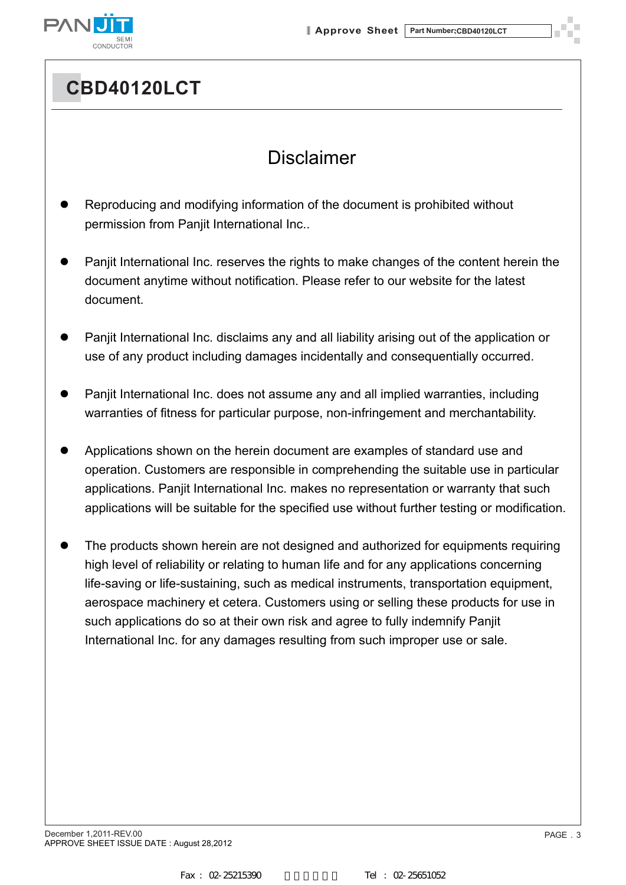# CBD40120LCT

## Disclaimer

- Reproducing and modifying information of the document is prohibited without permission from Panjit International Inc..
- Panjit International Inc. reserves the rights to make changes of the content herein the document anytime without notification. Please refer to our website for the latest document.
- Panjit International Inc. disclaims any and all liability arising out of the application or use of any product including damages incidentally and consequentially occurred.
- Panjit International Inc. does not assume any and all implied warranties, including warranties of fitness for particular purpose, non-infringement and merchantability.
- Applications shown on the herein document are examples of standard use and operation. Customers are responsible in comprehending the suitable use in particular applications. Panjit International Inc. makes no representation or warranty that such applications will be suitable for the specified use without further testing or modification.
- The products shown herein are not designed and authorized for equipments requiring high level of reliability or relating to human life and for any applications concerning life-saving or life-sustaining, such as medical instruments, transportation equipment, aerospace machinery et cetera. Customers using or selling these products for use in such applications do so at their own risk and agree to fully indemnify Panjit International Inc. for any damages resulting from such improper use or sale.

December 1,2011-REV.00
APPROVE SHEET ISSUE DATE : August 28,2012

Fax : 02-25215390 Tel : 02-25651052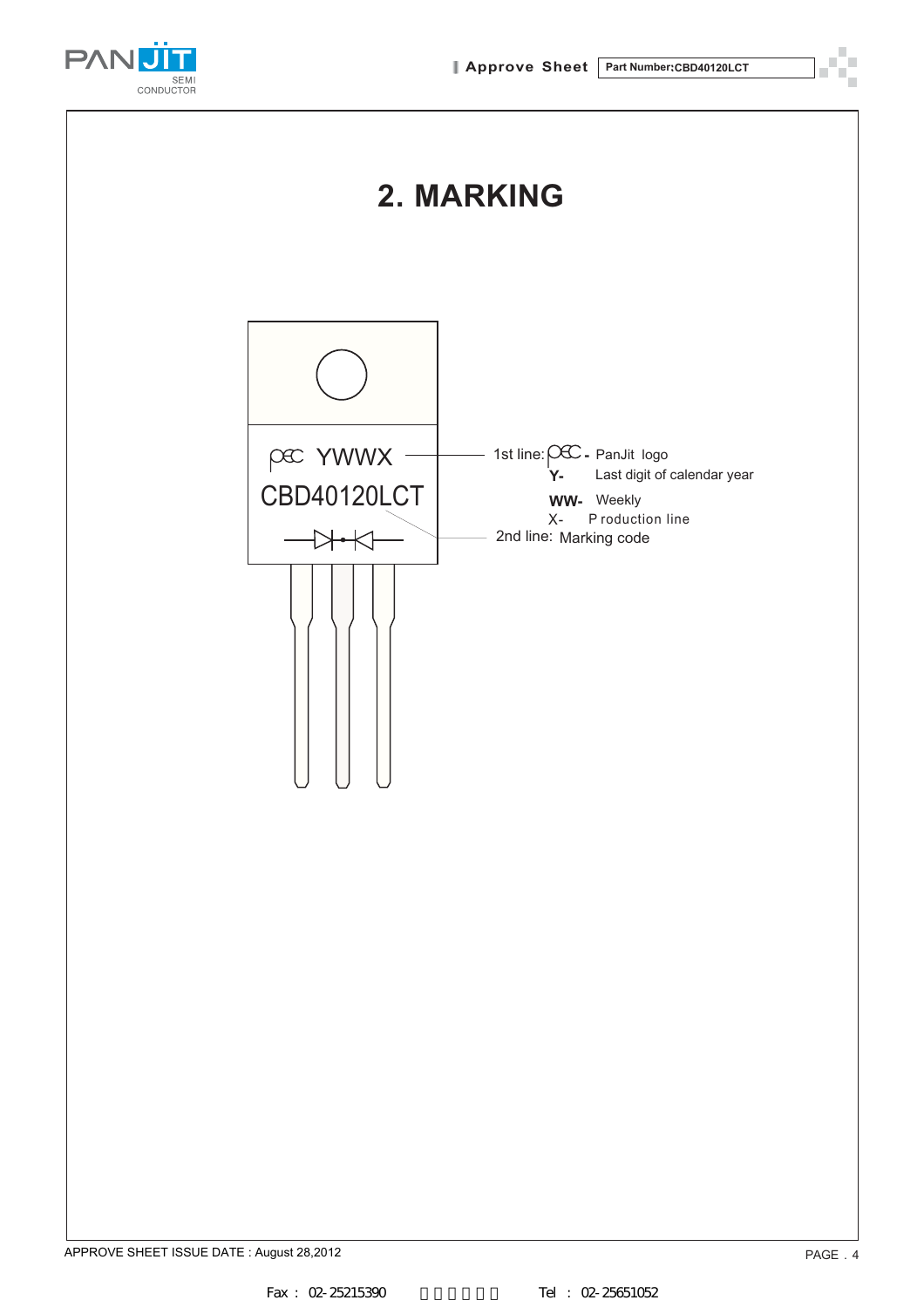## 2. MARKING

pec YWWX

CBD40120LCT

1st line: pec - PanJit logo

**Y-** Last digit of calendar year

**WW-** Weekly

X- Production line

2nd line: Marking code

APPROVE SHEET ISSUE DATE : August 28,2012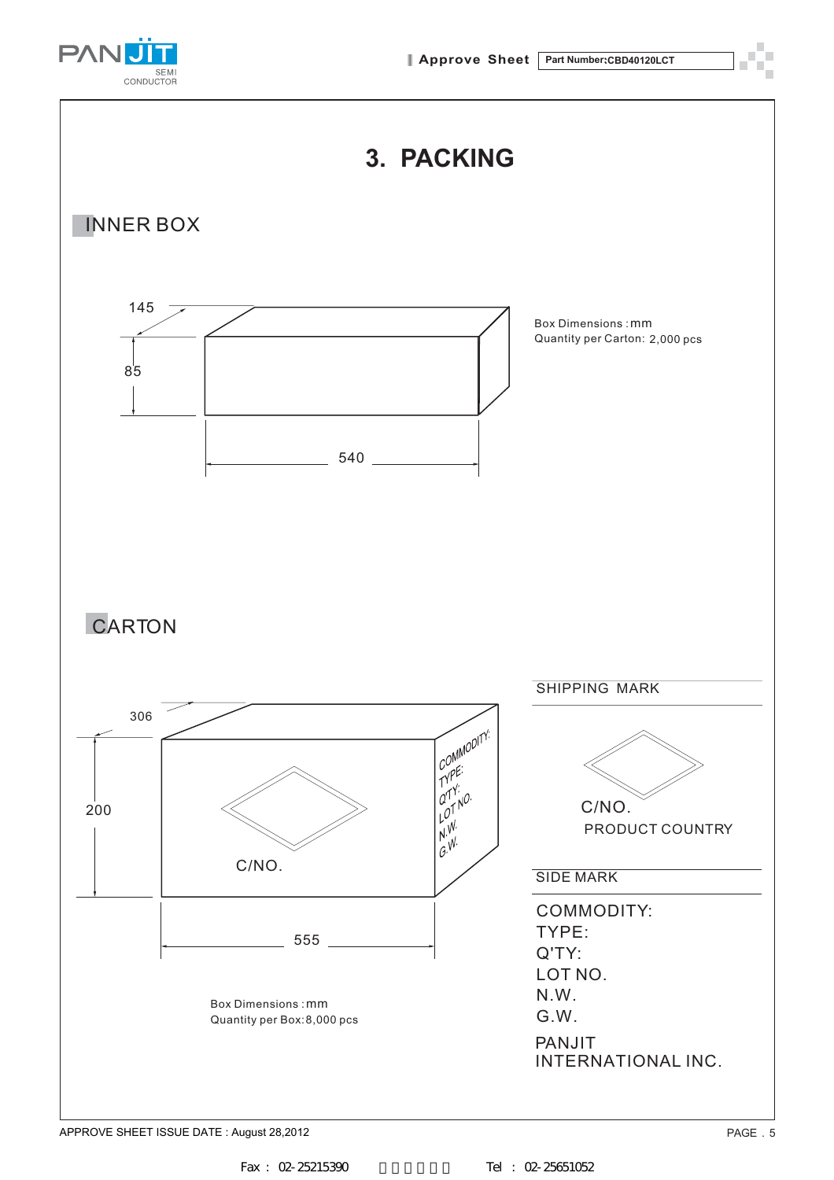# 3. PACKING

## INNER BOX

145

85

540

Box Dimensions : mm
Quantity per Carton: 2,000 pcs

## CARTON

306

200

555

COMMODITY:
TYPE:
Q'TY:
LOT NO.
N.W.
G.W.

C/NO.

Box Dimensions : mm
Quantity per Box: 8,000 pcs

SHIPPING MARK

C/NO.
PRODUCT COUNTRY

SIDE MARK

COMMODITY:
TYPE:
Q'TY:
LOT NO.
N.W.
G.W.

PANJIT
INTERNATIONAL INC.

APPROVE SHEET ISSUE DATE : August 28,2012

Fax : 02-25215390 Tel : 02-25651052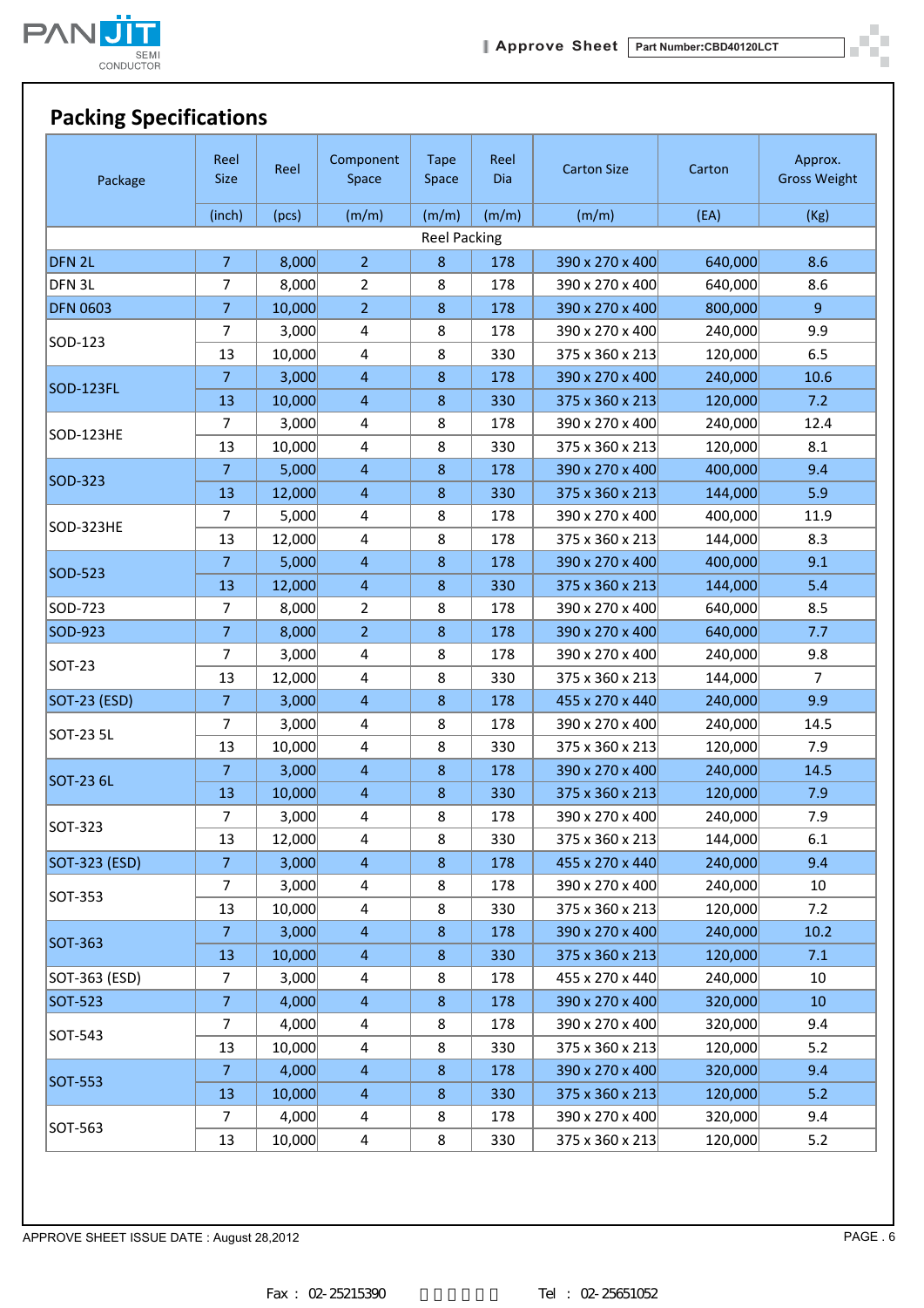## Packing Specifications

| Package | Reel Size | Reel | Component Space | Tape Space | Reel Dia | Carton Size | Carton | Approx. Gross Weight |
|---|---|---|---|---|---|---|---|---|
| | (inch) | (pcs) | (m/m) | (m/m) | (m/m) | (m/m) | (EA) | (Kg) |
| Reel Packing | | | | | | | | |
| DFN 2L | 7 | 8,000 | 2 | 8 | 178 | 390 x 270 x 400 | 640,000 | 8.6 |
| DFN 3L | 7 | 8,000 | 2 | 8 | 178 | 390 x 270 x 400 | 640,000 | 8.6 |
| DFN 0603 | 7 | 10,000 | 2 | 8 | 178 | 390 x 270 x 400 | 800,000 | 9 |
| SOD-123 | 7 | 3,000 | 4 | 8 | 178 | 390 x 270 x 400 | 240,000 | 9.9 |
| | 13 | 10,000 | 4 | 8 | 330 | 375 x 360 x 213 | 120,000 | 6.5 |
| SOD-123FL | 7 | 3,000 | 4 | 8 | 178 | 390 x 270 x 400 | 240,000 | 10.6 |
| | 13 | 10,000 | 4 | 8 | 330 | 375 x 360 x 213 | 120,000 | 7.2 |
| SOD-123HE | 7 | 3,000 | 4 | 8 | 178 | 390 x 270 x 400 | 240,000 | 12.4 |
| | 13 | 10,000 | 4 | 8 | 330 | 375 x 360 x 213 | 120,000 | 8.1 |
| SOD-323 | 7 | 5,000 | 4 | 8 | 178 | 390 x 270 x 400 | 400,000 | 9.4 |
| | 13 | 12,000 | 4 | 8 | 330 | 375 x 360 x 213 | 144,000 | 5.9 |
| SOD-323HE | 7 | 5,000 | 4 | 8 | 178 | 390 x 270 x 400 | 400,000 | 11.9 |
| | 13 | 12,000 | 4 | 8 | 178 | 375 x 360 x 213 | 144,000 | 8.3 |
| SOD-523 | 7 | 5,000 | 4 | 8 | 178 | 390 x 270 x 400 | 400,000 | 9.1 |
| | 13 | 12,000 | 4 | 8 | 330 | 375 x 360 x 213 | 144,000 | 5.4 |
| SOD-723 | 7 | 8,000 | 2 | 8 | 178 | 390 x 270 x 400 | 640,000 | 8.5 |
| SOD-923 | 7 | 8,000 | 2 | 8 | 178 | 390 x 270 x 400 | 640,000 | 7.7 |
| SOT-23 | 7 | 3,000 | 4 | 8 | 178 | 390 x 270 x 400 | 240,000 | 9.8 |
| | 13 | 12,000 | 4 | 8 | 330 | 375 x 360 x 213 | 144,000 | 7 |
| SOT-23 (ESD) | 7 | 3,000 | 4 | 8 | 178 | 455 x 270 x 440 | 240,000 | 9.9 |
| SOT-23 5L | 7 | 3,000 | 4 | 8 | 178 | 390 x 270 x 400 | 240,000 | 14.5 |
| | 13 | 10,000 | 4 | 8 | 330 | 375 x 360 x 213 | 120,000 | 7.9 |
| SOT-23 6L | 7 | 3,000 | 4 | 8 | 178 | 390 x 270 x 400 | 240,000 | 14.5 |
| | 13 | 10,000 | 4 | 8 | 330 | 375 x 360 x 213 | 120,000 | 7.9 |
| SOT-323 | 7 | 3,000 | 4 | 8 | 178 | 390 x 270 x 400 | 240,000 | 7.9 |
| | 13 | 12,000 | 4 | 8 | 330 | 375 x 360 x 213 | 144,000 | 6.1 |
| SOT-323 (ESD) | 7 | 3,000 | 4 | 8 | 178 | 455 x 270 x 440 | 240,000 | 9.4 |
| SOT-353 | 7 | 3,000 | 4 | 8 | 178 | 390 x 270 x 400 | 240,000 | 10 |
| | 13 | 10,000 | 4 | 8 | 330 | 375 x 360 x 213 | 120,000 | 7.2 |
| SOT-363 | 7 | 3,000 | 4 | 8 | 178 | 390 x 270 x 400 | 240,000 | 10.2 |
| | 13 | 10,000 | 4 | 8 | 330 | 375 x 360 x 213 | 120,000 | 7.1 |
| SOT-363 (ESD) | 7 | 3,000 | 4 | 8 | 178 | 455 x 270 x 440 | 240,000 | 10 |
| SOT-523 | 7 | 4,000 | 4 | 8 | 178 | 390 x 270 x 400 | 320,000 | 10 |
| SOT-543 | 7 | 4,000 | 4 | 8 | 178 | 390 x 270 x 400 | 320,000 | 9.4 |
| | 13 | 10,000 | 4 | 8 | 330 | 375 x 360 x 213 | 120,000 | 5.2 |
| SOT-553 | 7 | 4,000 | 4 | 8 | 178 | 390 x 270 x 400 | 320,000 | 9.4 |
| | 13 | 10,000 | 4 | 8 | 330 | 375 x 360 x 213 | 120,000 | 5.2 |
| SOT-563 | 7 | 4,000 | 4 | 8 | 178 | 390 x 270 x 400 | 320,000 | 9.4 |
| | 13 | 10,000 | 4 | 8 | 330 | 375 x 360 x 213 | 120,000 | 5.2 |

APPROVE SHEET ISSUE DATE : August 28,2012

Fax : 02-25215390 Tel : 02-25651052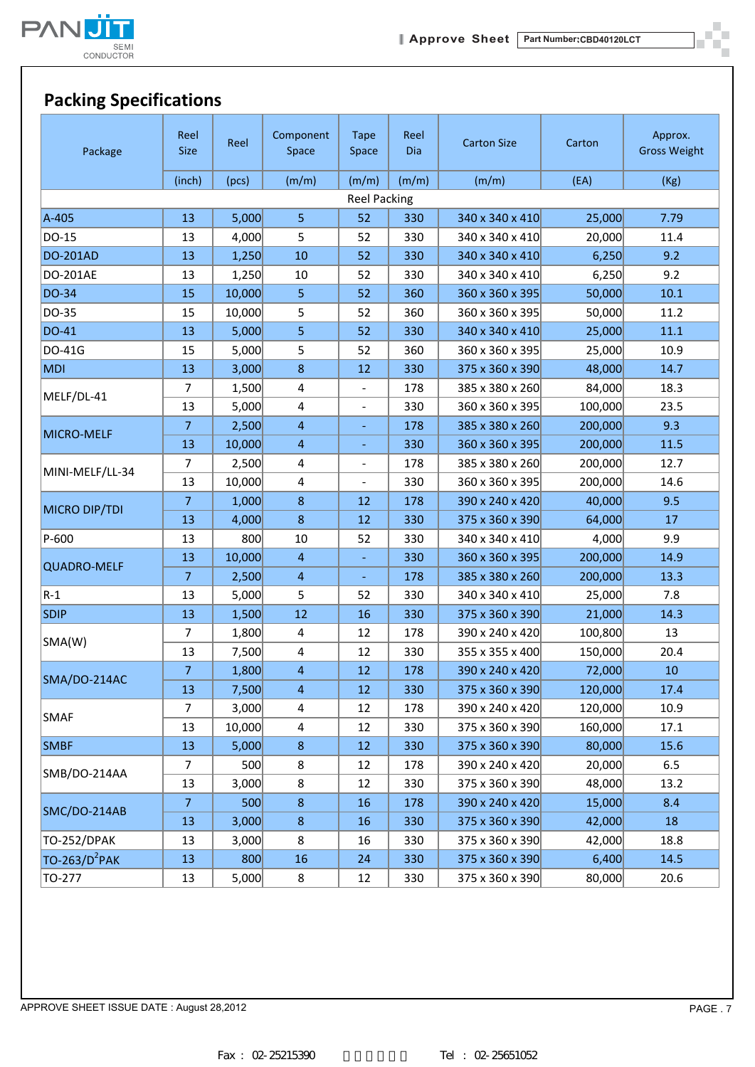## Packing Specifications

| Package | Reel Size | Reel | Component Space | Tape Space | Reel Dia | Carton Size | Carton | Approx. Gross Weight |
|---|---|---|---|---|---|---|---|---|
| | (inch) | (pcs) | (m/m) | (m/m) | (m/m) | (m/m) | (EA) | (Kg) |
| Reel Packing | | | | | | | | |
| A-405 | 13 | 5,000 | 5 | 52 | 330 | 340 x 340 x 410 | 25,000 | 7.79 |
| DO-15 | 13 | 4,000 | 5 | 52 | 330 | 340 x 340 x 410 | 20,000 | 11.4 |
| DO-201AD | 13 | 1,250 | 10 | 52 | 330 | 340 x 340 x 410 | 6,250 | 9.2 |
| DO-201AE | 13 | 1,250 | 10 | 52 | 330 | 340 x 340 x 410 | 6,250 | 9.2 |
| DO-34 | 15 | 10,000 | 5 | 52 | 360 | 360 x 360 x 395 | 50,000 | 10.1 |
| DO-35 | 15 | 10,000 | 5 | 52 | 360 | 360 x 360 x 395 | 50,000 | 11.2 |
| DO-41 | 13 | 5,000 | 5 | 52 | 330 | 340 x 340 x 410 | 25,000 | 11.1 |
| DO-41G | 15 | 5,000 | 5 | 52 | 360 | 360 x 360 x 395 | 25,000 | 10.9 |
| MDI | 13 | 3,000 | 8 | 12 | 330 | 375 x 360 x 390 | 48,000 | 14.7 |
| MELF/DL-41 | 7 | 1,500 | 4 | - | 178 | 385 x 380 x 260 | 84,000 | 18.3 |
| | 13 | 5,000 | 4 | - | 330 | 360 x 360 x 395 | 100,000 | 23.5 |
| MICRO-MELF | 7 | 2,500 | 4 | - | 178 | 385 x 380 x 260 | 200,000 | 9.3 |
| | 13 | 10,000 | 4 | - | 330 | 360 x 360 x 395 | 200,000 | 11.5 |
| MINI-MELF/LL-34 | 7 | 2,500 | 4 | - | 178 | 385 x 380 x 260 | 200,000 | 12.7 |
| | 13 | 10,000 | 4 | - | 330 | 360 x 360 x 395 | 200,000 | 14.6 |
| MICRO DIP/TDI | 7 | 1,000 | 8 | 12 | 178 | 390 x 240 x 420 | 40,000 | 9.5 |
| | 13 | 4,000 | 8 | 12 | 330 | 375 x 360 x 390 | 64,000 | 17 |
| P-600 | 13 | 800 | 10 | 52 | 330 | 340 x 340 x 410 | 4,000 | 9.9 |
| QUADRO-MELF | 13 | 10,000 | 4 | - | 330 | 360 x 360 x 395 | 200,000 | 14.9 |
| | 7 | 2,500 | 4 | - | 178 | 385 x 380 x 260 | 200,000 | 13.3 |
| R-1 | 13 | 5,000 | 5 | 52 | 330 | 340 x 340 x 410 | 25,000 | 7.8 |
| SDIP | 13 | 1,500 | 12 | 16 | 330 | 375 x 360 x 390 | 21,000 | 14.3 |
| SMA(W) | 7 | 1,800 | 4 | 12 | 178 | 390 x 240 x 420 | 100,800 | 13 |
| | 13 | 7,500 | 4 | 12 | 330 | 355 x 355 x 400 | 150,000 | 20.4 |
| SMA/DO-214AC | 7 | 1,800 | 4 | 12 | 178 | 390 x 240 x 420 | 72,000 | 10 |
| | 13 | 7,500 | 4 | 12 | 330 | 375 x 360 x 390 | 120,000 | 17.4 |
| SMAF | 7 | 3,000 | 4 | 12 | 178 | 390 x 240 x 420 | 120,000 | 10.9 |
| | 13 | 10,000 | 4 | 12 | 330 | 375 x 360 x 390 | 160,000 | 17.1 |
| SMBF | 13 | 5,000 | 8 | 12 | 330 | 375 x 360 x 390 | 80,000 | 15.6 |
| SMB/DO-214AA | 7 | 500 | 8 | 12 | 178 | 390 x 240 x 420 | 20,000 | 6.5 |
| | 13 | 3,000 | 8 | 12 | 330 | 375 x 360 x 390 | 48,000 | 13.2 |
| SMC/DO-214AB | 7 | 500 | 8 | 16 | 178 | 390 x 240 x 420 | 15,000 | 8.4 |
| | 13 | 3,000 | 8 | 16 | 330 | 375 x 360 x 390 | 42,000 | 18 |
| TO-252/DPAK | 13 | 3,000 | 8 | 16 | 330 | 375 x 360 x 390 | 42,000 | 18.8 |
| TO-263/$D^2$PAK | 13 | 800 | 16 | 24 | 330 | 375 x 360 x 390 | 6,400 | 14.5 |
| TO-277 | 13 | 5,000 | 8 | 12 | 330 | 375 x 360 x 390 | 80,000 | 20.6 |

APPROVE SHEET ISSUE DATE : August 28,2012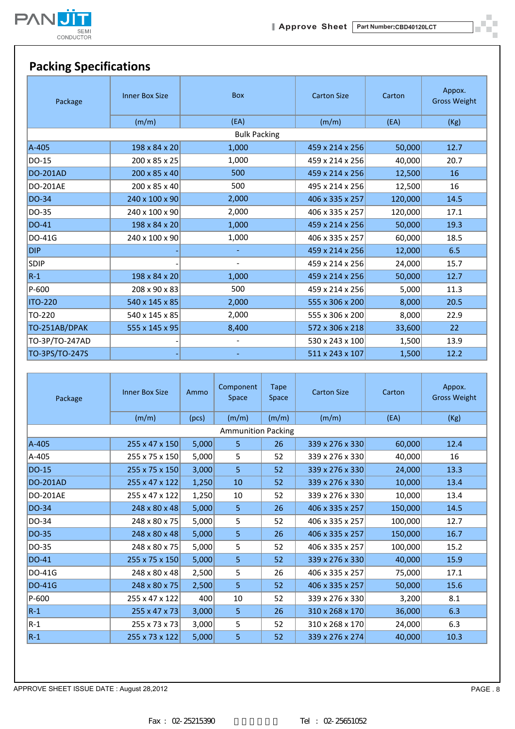## Packing Specifications

| Package | Inner Box Size | Box | Carton Size | Carton | Appox. Gross Weight |
|---|---|---|---|---|---|
| | (m/m) | (EA) | (m/m) | (EA) | (Kg) |
| Bulk Packing | | | | | |
| A-405 | 198 x 84 x 20 | 1,000 | 459 x 214 x 256 | 50,000 | 12.7 |
| DO-15 | 200 x 85 x 25 | 1,000 | 459 x 214 x 256 | 40,000 | 20.7 |
| DO-201AD | 200 x 85 x 40 | 500 | 459 x 214 x 256 | 12,500 | 16 |
| DO-201AE | 200 x 85 x 40 | 500 | 495 x 214 x 256 | 12,500 | 16 |
| DO-34 | 240 x 100 x 90 | 2,000 | 406 x 335 x 257 | 120,000 | 14.5 |
| DO-35 | 240 x 100 x 90 | 2,000 | 406 x 335 x 257 | 120,000 | 17.1 |
| DO-41 | 198 x 84 x 20 | 1,000 | 459 x 214 x 256 | 50,000 | 19.3 |
| DO-41G | 240 x 100 x 90 | 1,000 | 406 x 335 x 257 | 60,000 | 18.5 |
| DIP | - | - | 459 x 214 x 256 | 12,000 | 6.5 |
| SDIP | - | - | 459 x 214 x 256 | 24,000 | 15.7 |
| R-1 | 198 x 84 x 20 | 1,000 | 459 x 214 x 256 | 50,000 | 12.7 |
| P-600 | 208 x 90 x 83 | 500 | 459 x 214 x 256 | 5,000 | 11.3 |
| ITO-220 | 540 x 145 x 85 | 2,000 | 555 x 306 x 200 | 8,000 | 20.5 |
| TO-220 | 540 x 145 x 85 | 2,000 | 555 x 306 x 200 | 8,000 | 22.9 |
| TO-251AB/DPAK | 555 x 145 x 95 | 8,400 | 572 x 306 x 218 | 33,600 | 22 |
| TO-3P/TO-247AD | - | - | 530 x 243 x 100 | 1,500 | 13.9 |
| TO-3PS/TO-247S | - | - | 511 x 243 x 107 | 1,500 | 12.2 |

| Package | Inner Box Size | Ammo | Component Space | Tape Space | Carton Size | Carton | Appox. Gross Weight |
|---|---|---|---|---|---|---|---|
| | (m/m) | (pcs) | (m/m) | (m/m) | (m/m) | (EA) | (Kg) |
| Ammunition Packing | | | | | | | |
| A-405 | 255 x 47 x 150 | 5,000 | 5 | 26 | 339 x 276 x 330 | 60,000 | 12.4 |
| A-405 | 255 x 75 x 150 | 5,000 | 5 | 52 | 339 x 276 x 330 | 40,000 | 16 |
| DO-15 | 255 x 75 x 150 | 3,000 | 5 | 52 | 339 x 276 x 330 | 24,000 | 13.3 |
| DO-201AD | 255 x 47 x 122 | 1,250 | 10 | 52 | 339 x 276 x 330 | 10,000 | 13.4 |
| DO-201AE | 255 x 47 x 122 | 1,250 | 10 | 52 | 339 x 276 x 330 | 10,000 | 13.4 |
| DO-34 | 248 x 80 x 48 | 5,000 | 5 | 26 | 406 x 335 x 257 | 150,000 | 14.5 |
| DO-34 | 248 x 80 x 75 | 5,000 | 5 | 52 | 406 x 335 x 257 | 100,000 | 12.7 |
| DO-35 | 248 x 80 x 48 | 5,000 | 5 | 26 | 406 x 335 x 257 | 150,000 | 16.7 |
| DO-35 | 248 x 80 x 75 | 5,000 | 5 | 52 | 406 x 335 x 257 | 100,000 | 15.2 |
| DO-41 | 255 x 75 x 150 | 5,000 | 5 | 52 | 339 x 276 x 330 | 40,000 | 15.9 |
| DO-41G | 248 x 80 x 48 | 2,500 | 5 | 26 | 406 x 335 x 257 | 75,000 | 17.1 |
| DO-41G | 248 x 80 x 75 | 2,500 | 5 | 52 | 406 x 335 x 257 | 50,000 | 15.6 |
| P-600 | 255 x 47 x 122 | 400 | 10 | 52 | 339 x 276 x 330 | 3,200 | 8.1 |
| R-1 | 255 x 47 x 73 | 3,000 | 5 | 26 | 310 x 268 x 170 | 36,000 | 6.3 |
| R-1 | 255 x 73 x 73 | 3,000 | 5 | 52 | 310 x 268 x 170 | 24,000 | 6.3 |
| R-1 | 255 x 73 x 122 | 5,000 | 5 | 52 | 339 x 276 x 274 | 40,000 | 10.3 |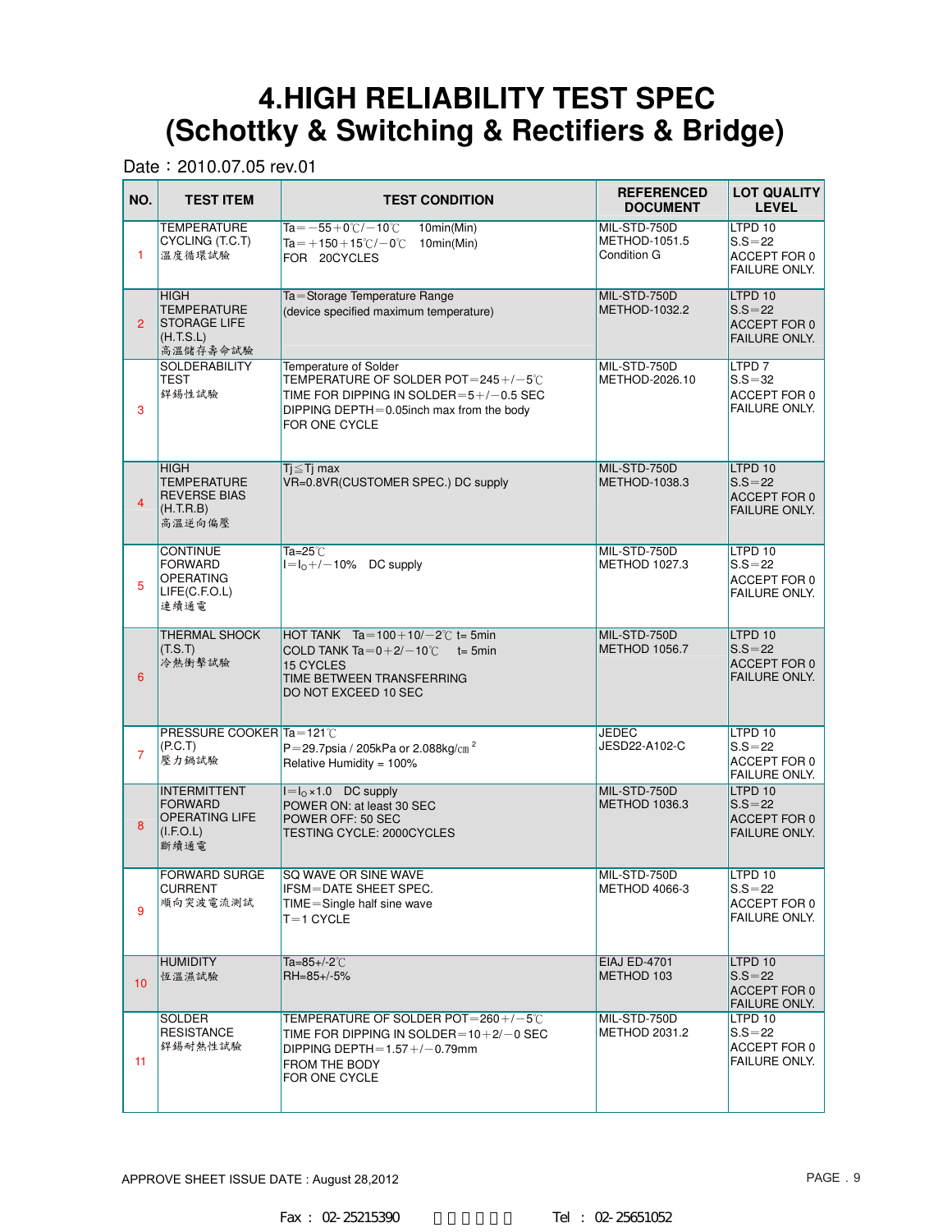# 4.HIGH RELIABILITY TEST SPEC
# (Schottky & Switching & Rectifiers & Bridge)

Date：2010.07.05 rev.01

| NO. | TEST ITEM | TEST CONDITION | REFERENCED DOCUMENT | LOT QUALITY LEVEL |
|---|---|---|---|---|
| 1 | TEMPERATURE CYCLING (T.C.T) 溫度循環試驗 | Ta＝－55＋0℃/－10℃ 10min(Min)<br>Ta＝＋150＋15℃/－0℃ 10min(Min)<br>FOR 20CYCLES | MIL-STD-750D METHOD-1051.5 Condition G | LTPD 10 S.S＝22 ACCEPT FOR 0 FAILURE ONLY. |
| 2 | HIGH TEMPERATURE STORAGE LIFE (H.T.S.L) 高溫儲存壽命試驗 | Ta＝Storage Temperature Range<br>(device specified maximum temperature) | MIL-STD-750D METHOD-1032.2 | LTPD 10 S.S＝22 ACCEPT FOR 0 FAILURE ONLY. |
| 3 | SOLDERABILITY TEST 銲錫性試驗 | Temperature of Solder<br>TEMPERATURE OF SOLDER POT＝245＋/－5℃<br>TIME FOR DIPPING IN SOLDER＝5＋/－0.5 SEC<br>DIPPING DEPTH＝0.05inch max from the body<br>FOR ONE CYCLE | MIL-STD-750D METHOD-2026.10 | LTPD 7 S.S＝32 ACCEPT FOR 0 FAILURE ONLY. |
| 4 | HIGH TEMPERATURE REVERSE BIAS (H.T.R.B) 高溫逆向偏壓 | Tj≦Tj max<br>VR=0.8VR(CUSTOMER SPEC.) DC supply | MIL-STD-750D METHOD-1038.3 | LTPD 10 S.S＝22 ACCEPT FOR 0 FAILURE ONLY. |
| 5 | CONTINUE FORWARD OPERATING LIFE(C.F.O.L) 連續通電 | Ta=25℃<br>I＝$I_O$＋/－10% DC supply | MIL-STD-750D METHOD 1027.3 | LTPD 10 S.S＝22 ACCEPT FOR 0 FAILURE ONLY. |
| 6 | THERMAL SHOCK (T.S.T) 冷熱衝擊試驗 | HOT TANK Ta＝100＋10/－2℃ t= 5min<br>COLD TANK Ta＝0＋2/－10℃ t= 5min<br>15 CYCLES<br>TIME BETWEEN TRANSFERRING DO NOT EXCEED 10 SEC | MIL-STD-750D METHOD 1056.7 | LTPD 10 S.S＝22 ACCEPT FOR 0 FAILURE ONLY. |
| 7 | PRESSURE COOKER (P.C.T) 壓力鍋試驗 | Ta＝121℃<br>P＝29.7psia / 205kPa or 2.088kg/㎝ $^2$<br>Relative Humidity = 100% | JEDEC JESD22-A102-C | LTPD 10 S.S＝22 ACCEPT FOR 0 FAILURE ONLY. |
| 8 | INTERMITTENT FORWARD OPERATING LIFE (I.F.O.L) 斷續通電 | I＝$I_O$×1.0 DC supply<br>POWER ON: at least 30 SEC<br>POWER OFF: 50 SEC<br>TESTING CYCLE: 2000CYCLES | MIL-STD-750D METHOD 1036.3 | LTPD 10 S.S＝22 ACCEPT FOR 0 FAILURE ONLY. |
| 9 | FORWARD SURGE CURRENT 順向突波電流測試 | SQ WAVE OR SINE WAVE<br>IFSM＝DATE SHEET SPEC.<br>TIME＝Single half sine wave<br>T＝1 CYCLE | MIL-STD-750D METHOD 4066-3 | LTPD 10 S.S＝22 ACCEPT FOR 0 FAILURE ONLY. |
| 10 | HUMIDITY 恆溫濕試驗 | Ta=85+/-2℃<br>RH=85+/-5% | EIAJ ED-4701 METHOD 103 | LTPD 10 S.S＝22 ACCEPT FOR 0 FAILURE ONLY. |
| 11 | SOLDER RESISTANCE 銲錫耐熱性試驗 | TEMPERATURE OF SOLDER POT＝260＋/－5℃<br>TIME FOR DIPPING IN SOLDER＝10＋2/－0 SEC<br>DIPPING DEPTH＝1.57＋/－0.79mm FROM THE BODY<br>FOR ONE CYCLE | MIL-STD-750D METHOD 2031.2 | LTPD 10 S.S＝22 ACCEPT FOR 0 FAILURE ONLY. |

APPROVE SHEET ISSUE DATE : August 28,2012